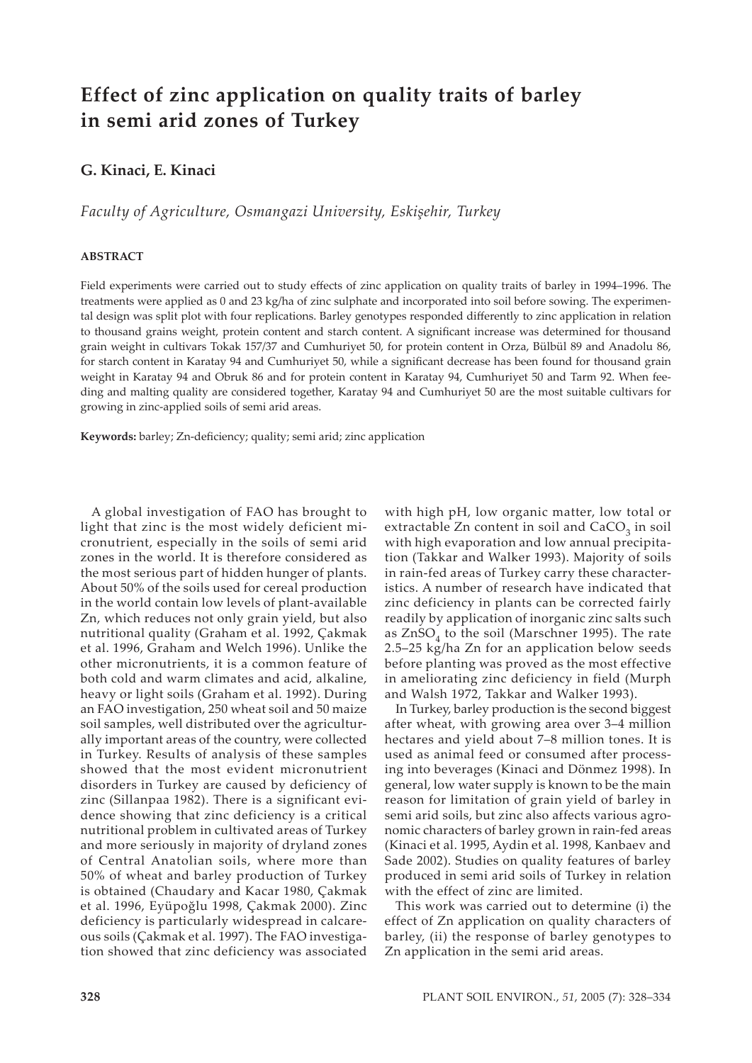# Effect of zinc application on quality traits of barley in semi arid zones of Turkey

## G. Kinaci, E. Kinaci

*Faculty of Agriculture, Osmangazi University, Eskişehir, Turkey*

### ABSTRACT

Field experiments were carried out to study effects of zinc application on quality traits of barley in 1994–1996. The treatments were applied as 0 and 23 kg/ha of zinc sulphate and incorporated into soil before sowing. The experimental design was split plot with four replications. Barley genotypes responded differently to zinc application in relation to thousand grains weight, protein content and starch content. A significant increase was determined for thousand grain weight in cultivars Tokak 157/37 and Cumhuriyet 50, for protein content in Orza, Bülbül 89 and Anadolu 86, for starch content in Karatay 94 and Cumhuriyet 50, while a significant decrease has been found for thousand grain weight in Karatay 94 and Obruk 86 and for protein content in Karatay 94, Cumhuriyet 50 and Tarm 92. When feeding and malting quality are considered together, Karatay 94 and Cumhuriyet 50 are the most suitable cultivars for growing in zinc-applied soils of semi arid areas.

**Keywords:** barley; Zn-deficiency; quality; semi arid; zinc application

A global investigation of FAO has brought to light that zinc is the most widely deficient micronutrient, especially in the soils of semi arid zones in the world. It is therefore considered as the most serious part of hidden hunger of plants. About 50% of the soils used for cereal production in the world contain low levels of plant-available Zn, which reduces not only grain yield, but also nutritional quality (Graham et al. 1992, Çakmak et al. 1996, Graham and Welch 1996). Unlike the other micronutrients, it is a common feature of both cold and warm climates and acid, alkaline, heavy or light soils (Graham et al. 1992). During an FAO investigation, 250 wheat soil and 50 maize soil samples, well distributed over the agriculturally important areas of the country, were collected in Turkey. Results of analysis of these samples showed that the most evident micronutrient disorders in Turkey are caused by deficiency of zinc (Sillanpaa 1982). There is a significant evidence showing that zinc deficiency is a critical nutritional problem in cultivated areas of Turkey and more seriously in majority of dryland zones of Central Anatolian soils, where more than 50% of wheat and barley production of Turkey is obtained (Chaudary and Kacar 1980, Çakmak et al. 1996, Eyüpoğlu 1998, Çakmak 2000). Zinc deficiency is particularly widespread in calcareous soils (Çakmak et al. 1997). The FAO investigation showed that zinc deficiency was associated with high pH, low organic matter, low total or extractable Zn content in soil and $CaCO_3$ in soil with high evaporation and low annual precipitation (Takkar and Walker 1993). Majority of soils in rain-fed areas of Turkey carry these characteristics. A number of research have indicated that zinc deficiency in plants can be corrected fairly readily by application of inorganic zinc salts such as $ZnSO_4$ to the soil (Marschner 1995). The rate 2.5–25 kg/ha Zn for an application below seeds before planting was proved as the most effective in ameliorating zinc deficiency in field (Murph and Walsh 1972, Takkar and Walker 1993).

In Turkey, barley production is the second biggest after wheat, with growing area over 3–4 million hectares and yield about 7–8 million tones. It is used as animal feed or consumed after processing into beverages (Kinaci and Dönmez 1998). In general, low water supply is known to be the main reason for limitation of grain yield of barley in semi arid soils, but zinc also affects various agronomic characters of barley grown in rain-fed areas (Kinaci et al. 1995, Aydin et al. 1998, Kanbaev and Sade 2002). Studies on quality features of barley produced in semi arid soils of Turkey in relation with the effect of zinc are limited.

This work was carried out to determine (i) the effect of Zn application on quality characters of barley, (ii) the response of barley genotypes to Zn application in the semi arid areas.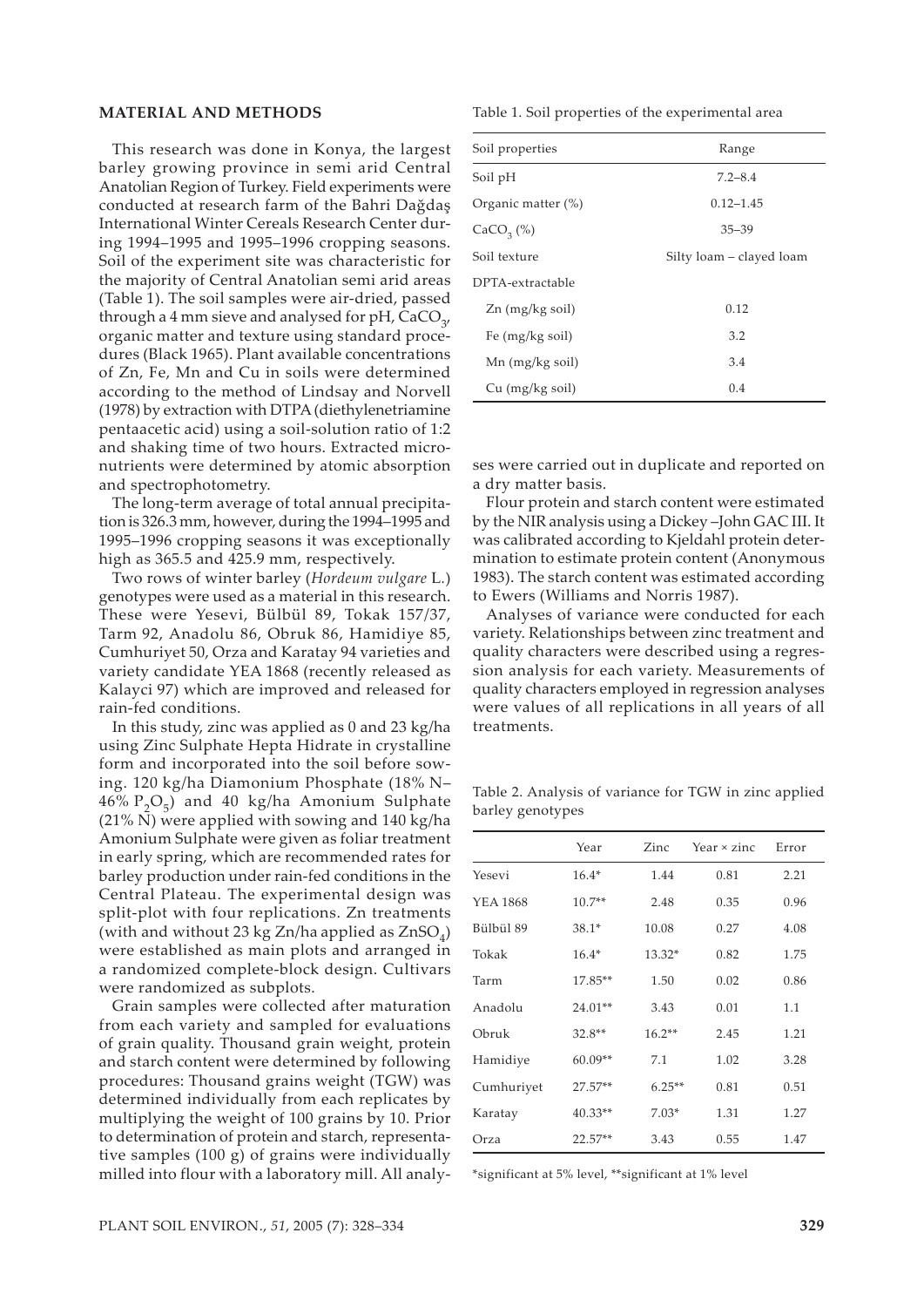## MATERIAL AND METHODS

This research was done in Konya, the largest barley growing province in semi arid Central Anatolian Region of Turkey. Field experiments were conducted at research farm of the Bahri Dağdaş International Winter Cereals Research Center during 1994–1995 and 1995–1996 cropping seasons. Soil of the experiment site was characteristic for the majority of Central Anatolian semi arid areas (Table 1). The soil samples were air-dried, passed through a 4 mm sieve and analysed for pH, $CaCO_3$, organic matter and texture using standard procedures (Black 1965). Plant available concentrations of Zn, Fe, Mn and Cu in soils were determined according to the method of Lindsay and Norvell (1978) by extraction with DTPA (diethylenetriamine pentaacetic acid) using a soil-solution ratio of 1:2 and shaking time of two hours. Extracted micronutrients were determined by atomic absorption and spectrophotometry.

The long-term average of total annual precipitation is 326.3 mm, however, during the 1994–1995 and 1995–1996 cropping seasons it was exceptionally high as 365.5 and 425.9 mm, respectively.

Two rows of winter barley (*Hordeum vulgare* L.) genotypes were used as a material in this research. These were Yesevi, Bülbül 89, Tokak 157/37, Tarm 92, Anadolu 86, Obruk 86, Hamidiye 85, Cumhuriyet 50, Orza and Karatay 94 varieties and variety candidate YEA 1868 (recently released as Kalayci 97) which are improved and released for rain-fed conditions.

In this study, zinc was applied as 0 and 23 kg/ha using Zinc Sulphate Hepta Hidrate in crystalline form and incorporated into the soil before sowing. 120 kg/ha Diamonium Phosphate (18% N–46% $P_2O_5$) and 40 kg/ha Amonium Sulphate (21% N) were applied with sowing and 140 kg/ha Amonium Sulphate were given as foliar treatment in early spring, which are recommended rates for barley production under rain-fed conditions in the Central Plateau. The experimental design was split-plot with four replications. Zn treatments (with and without 23 kg Zn/ha applied as $ZnSO_4$) were established as main plots and arranged in a randomized complete-block design. Cultivars were randomized as subplots.

Grain samples were collected after maturation from each variety and sampled for evaluations of grain quality. Thousand grain weight, protein and starch content were determined by following procedures: Thousand grains weight (TGW) was determined individually from each replicates by multiplying the weight of 100 grains by 10. Prior to determination of protein and starch, representative samples (100 g) of grains were individually milled into flour with a laboratory mill. All analyses were carried out in duplicate and reported on a dry matter basis.

Flour protein and starch content were estimated by the NIR analysis using a Dickey –John GAC III. It was calibrated according to Kjeldahl protein determination to estimate protein content (Anonymous 1983). The starch content was estimated according to Ewers (Williams and Norris 1987).

Analyses of variance were conducted for each variety. Relationships between zinc treatment and quality characters were described using a regression analysis for each variety. Measurements of quality characters employed in regression analyses were values of all replications in all years of all treatments.

Table 1. Soil properties of the experimental area

| Soil properties | Range |
|---|---|
| Soil pH | 7.2–8.4 |
| Organic matter (%) | 0.12–1.45 |
| $CaCO_3$ (%) | 35–39 |
| Soil texture | Silty loam – clayed loam |
| DPTA-extractable | |
| Zn (mg/kg soil) | 0.12 |
| Fe (mg/kg soil) | 3.2 |
| Mn (mg/kg soil) | 3.4 |
| Cu (mg/kg soil) | 0.4 |

Table 2. Analysis of variance for TGW in zinc applied barley genotypes

| | Year | Zinc | Year × zinc | Error |
|---|---|---|---|---|
| Yesevi | 16.4* | 1.44 | 0.81 | 2.21 |
| YEA 1868 | 10.7** | 2.48 | 0.35 | 0.96 |
| Bülbül 89 | 38.1* | 10.08 | 0.27 | 4.08 |
| Tokak | 16.4* | 13.32* | 0.82 | 1.75 |
| Tarm | 17.85** | 1.50 | 0.02 | 0.86 |
| Anadolu | 24.01** | 3.43 | 0.01 | 1.1 |
| Obruk | 32.8** | 16.2** | 2.45 | 1.21 |
| Hamidiye | 60.09** | 7.1 | 1.02 | 3.28 |
| Cumhuriyet | 27.57** | 6.25** | 0.81 | 0.51 |
| Karatay | 40.33** | 7.03* | 1.31 | 1.27 |
| Orza | 22.57** | 3.43 | 0.55 | 1.47 |

*significant at 5% level, **significant at 1% level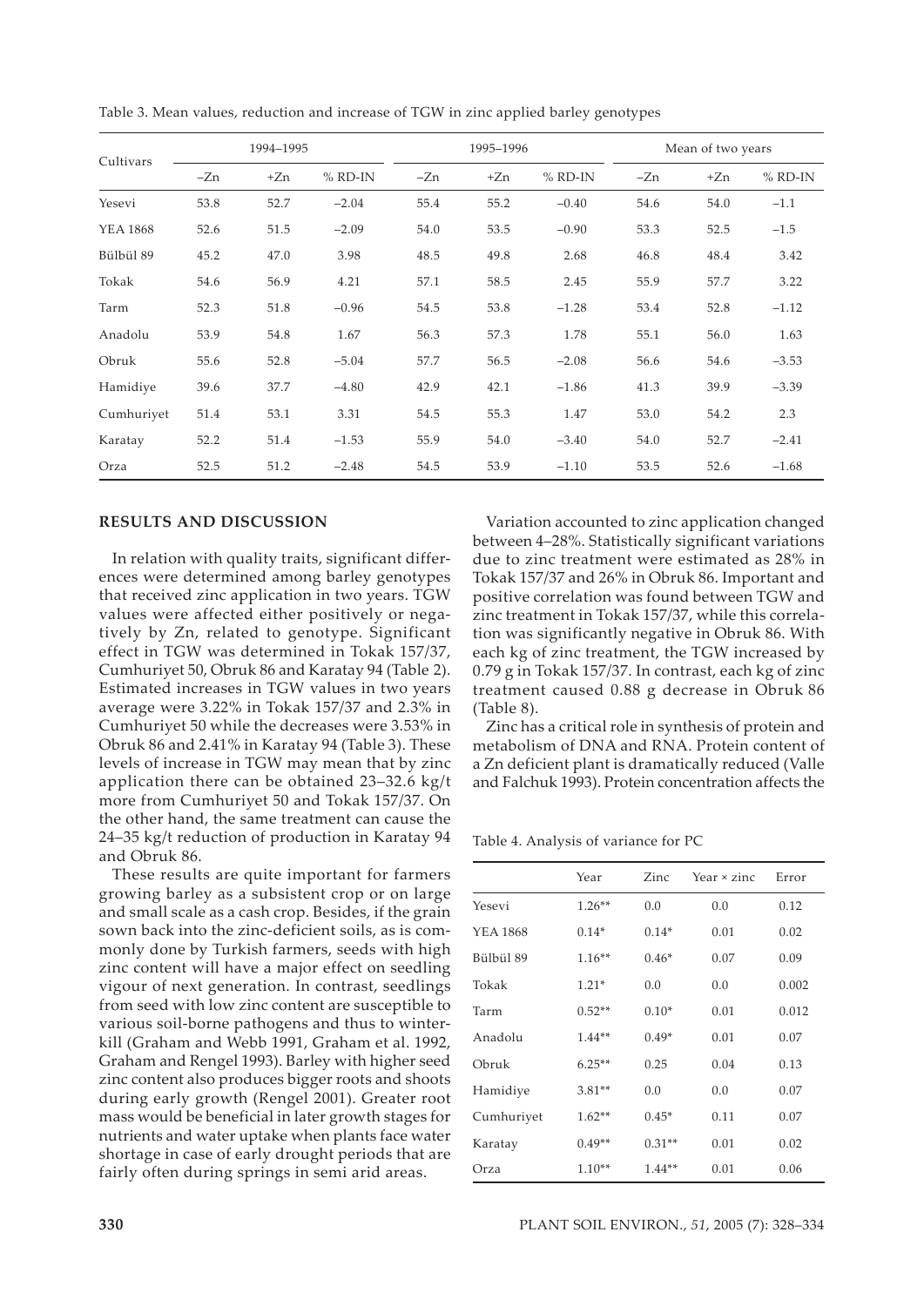Table 3. Mean values, reduction and increase of TGW in zinc applied barley genotypes

| Cultivars | 1994–1995 | | | 1995–1996 | | | Mean of two years | | |
|---|---|---|---|---|---|---|---|---|---|
| | –Zn | +Zn | % RD-IN | –Zn | +Zn | % RD-IN | –Zn | +Zn | % RD-IN |
| Yesevi | 53.8 | 52.7 | –2.04 | 55.4 | 55.2 | –0.40 | 54.6 | 54.0 | –1.1 |
| YEA 1868 | 52.6 | 51.5 | –2.09 | 54.0 | 53.5 | –0.90 | 53.3 | 52.5 | –1.5 |
| Bülbül 89 | 45.2 | 47.0 | 3.98 | 48.5 | 49.8 | 2.68 | 46.8 | 48.4 | 3.42 |
| Tokak | 54.6 | 56.9 | 4.21 | 57.1 | 58.5 | 2.45 | 55.9 | 57.7 | 3.22 |
| Tarm | 52.3 | 51.8 | –0.96 | 54.5 | 53.8 | –1.28 | 53.4 | 52.8 | –1.12 |
| Anadolu | 53.9 | 54.8 | 1.67 | 56.3 | 57.3 | 1.78 | 55.1 | 56.0 | 1.63 |
| Obruk | 55.6 | 52.8 | –5.04 | 57.7 | 56.5 | –2.08 | 56.6 | 54.6 | –3.53 |
| Hamidiye | 39.6 | 37.7 | –4.80 | 42.9 | 42.1 | –1.86 | 41.3 | 39.9 | –3.39 |
| Cumhuriyet | 51.4 | 53.1 | 3.31 | 54.5 | 55.3 | 1.47 | 53.0 | 54.2 | 2.3 |
| Karatay | 52.2 | 51.4 | –1.53 | 55.9 | 54.0 | –3.40 | 54.0 | 52.7 | –2.41 |
| Orza | 52.5 | 51.2 | –2.48 | 54.5 | 53.9 | –1.10 | 53.5 | 52.6 | –1.68 |

## RESULTS AND DISCUSSION

In relation with quality traits, significant differences were determined among barley genotypes that received zinc application in two years. TGW values were affected either positively or negatively by Zn, related to genotype. Significant effect in TGW was determined in Tokak 157/37, Cumhuriyet 50, Obruk 86 and Karatay 94 (Table 2). Estimated increases in TGW values in two years average were 3.22% in Tokak 157/37 and 2.3% in Cumhuriyet 50 while the decreases were 3.53% in Obruk 86 and 2.41% in Karatay 94 (Table 3). These levels of increase in TGW may mean that by zinc application there can be obtained 23–32.6 kg/t more from Cumhuriyet 50 and Tokak 157/37. On the other hand, the same treatment can cause the 24–35 kg/t reduction of production in Karatay 94 and Obruk 86.

These results are quite important for farmers growing barley as a subsistent crop or on large and small scale as a cash crop. Besides, if the grain sown back into the zinc-deficient soils, as is commonly done by Turkish farmers, seeds with high zinc content will have a major effect on seedling vigour of next generation. In contrast, seedlings from seed with low zinc content are susceptible to various soil-borne pathogens and thus to winterkill (Graham and Webb 1991, Graham et al. 1992, Graham and Rengel 1993). Barley with higher seed zinc content also produces bigger roots and shoots during early growth (Rengel 2001). Greater root mass would be beneficial in later growth stages for nutrients and water uptake when plants face water shortage in case of early drought periods that are fairly often during springs in semi arid areas.

Variation accounted to zinc application changed between 4–28%. Statistically significant variations due to zinc treatment were estimated as 28% in Tokak 157/37 and 26% in Obruk 86. Important and positive correlation was found between TGW and zinc treatment in Tokak 157/37, while this correlation was significantly negative in Obruk 86. With each kg of zinc treatment, the TGW increased by 0.79 g in Tokak 157/37. In contrast, each kg of zinc treatment caused 0.88 g decrease in Obruk 86 (Table 8).

Zinc has a critical role in synthesis of protein and metabolism of DNA and RNA. Protein content of a Zn deficient plant is dramatically reduced (Valle and Falchuk 1993). Protein concentration affects the

Table 4. Analysis of variance for PC

| | Year | Zinc | Year × zinc | Error |
|---|---|---|---|---|
| Yesevi | 1.26** | 0.0 | 0.0 | 0.12 |
| YEA 1868 | 0.14* | 0.14* | 0.01 | 0.02 |
| Bülbül 89 | 1.16** | 0.46* | 0.07 | 0.09 |
| Tokak | 1.21* | 0.0 | 0.0 | 0.002 |
| Tarm | 0.52** | 0.10* | 0.01 | 0.012 |
| Anadolu | 1.44** | 0.49* | 0.01 | 0.07 |
| Obruk | 6.25** | 0.25 | 0.04 | 0.13 |
| Hamidiye | 3.81** | 0.0 | 0.0 | 0.07 |
| Cumhuriyet | 1.62** | 0.45* | 0.11 | 0.07 |
| Karatay | 0.49** | 0.31** | 0.01 | 0.02 |
| Orza | 1.10** | 1.44** | 0.01 | 0.06 |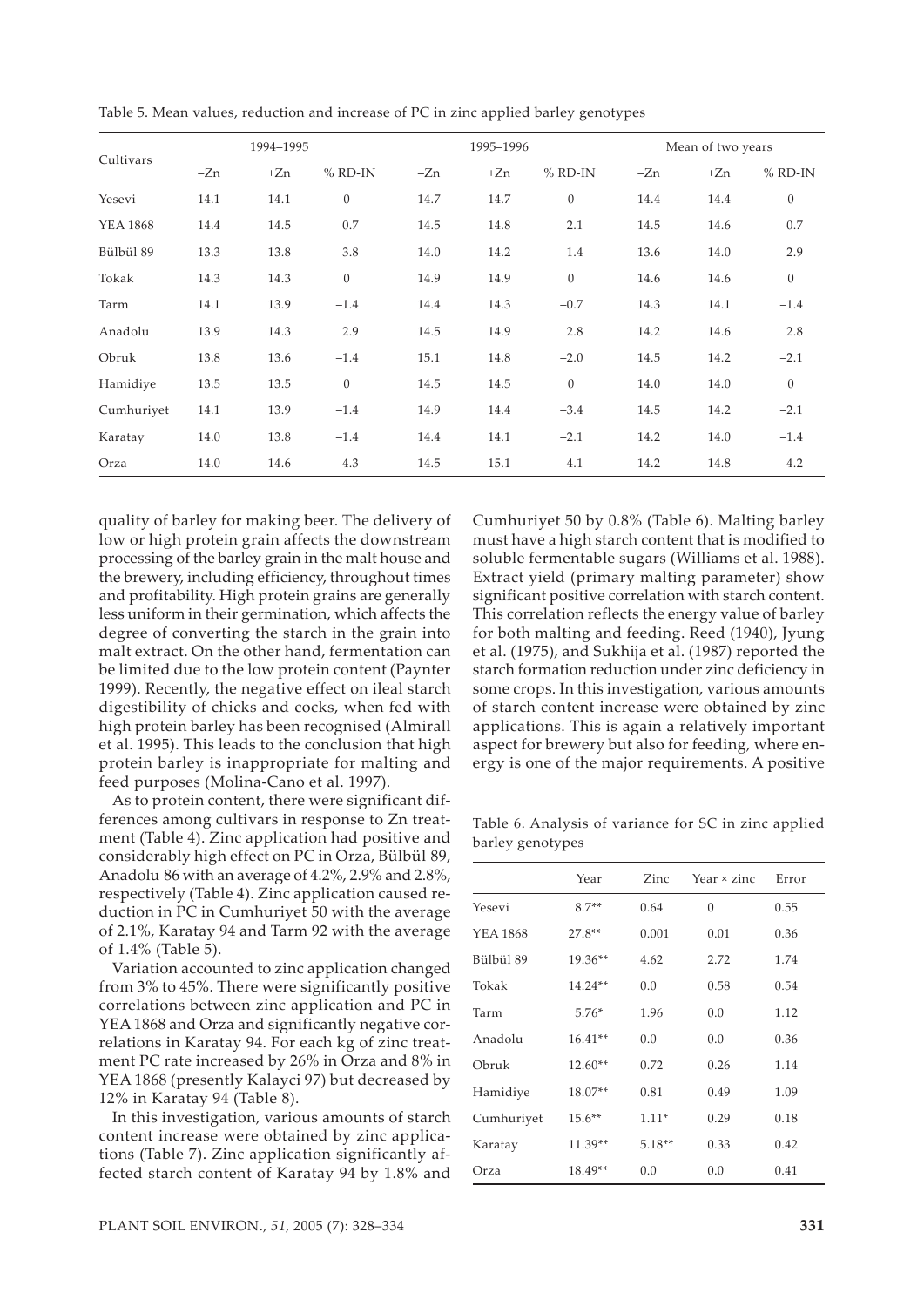Table 5. Mean values, reduction and increase of PC in zinc applied barley genotypes

| Cultivars | 1994–1995 | | | 1995–1996 | | | Mean of two years | | |
|---|---|---|---|---|---|---|---|---|---|
| | –Zn | +Zn | % RD-IN | –Zn | +Zn | % RD-IN | –Zn | +Zn | % RD-IN |
| Yesevi | 14.1 | 14.1 | 0 | 14.7 | 14.7 | 0 | 14.4 | 14.4 | 0 |
| YEA 1868 | 14.4 | 14.5 | 0.7 | 14.5 | 14.8 | 2.1 | 14.5 | 14.6 | 0.7 |
| Bülbül 89 | 13.3 | 13.8 | 3.8 | 14.0 | 14.2 | 1.4 | 13.6 | 14.0 | 2.9 |
| Tokak | 14.3 | 14.3 | 0 | 14.9 | 14.9 | 0 | 14.6 | 14.6 | 0 |
| Tarm | 14.1 | 13.9 | −1.4 | 14.4 | 14.3 | −0.7 | 14.3 | 14.1 | −1.4 |
| Anadolu | 13.9 | 14.3 | 2.9 | 14.5 | 14.9 | 2.8 | 14.2 | 14.6 | 2.8 |
| Obruk | 13.8 | 13.6 | −1.4 | 15.1 | 14.8 | −2.0 | 14.5 | 14.2 | −2.1 |
| Hamidiye | 13.5 | 13.5 | 0 | 14.5 | 14.5 | 0 | 14.0 | 14.0 | 0 |
| Cumhuriyet | 14.1 | 13.9 | −1.4 | 14.9 | 14.4 | −3.4 | 14.5 | 14.2 | −2.1 |
| Karatay | 14.0 | 13.8 | −1.4 | 14.4 | 14.1 | −2.1 | 14.2 | 14.0 | −1.4 |
| Orza | 14.0 | 14.6 | 4.3 | 14.5 | 15.1 | 4.1 | 14.2 | 14.8 | 4.2 |

quality of barley for making beer. The delivery of low or high protein grain affects the downstream processing of the barley grain in the malt house and the brewery, including efficiency, throughout times and profitability. High protein grains are generally less uniform in their germination, which affects the degree of converting the starch in the grain into malt extract. On the other hand, fermentation can be limited due to the low protein content (Paynter 1999). Recently, the negative effect on ileal starch digestibility of chicks and cocks, when fed with high protein barley has been recognised (Almirall et al. 1995). This leads to the conclusion that high protein barley is inappropriate for malting and feed purposes (Molina-Cano et al. 1997).

As to protein content, there were significant differences among cultivars in response to Zn treatment (Table 4). Zinc application had positive and considerably high effect on PC in Orza, Bülbül 89, Anadolu 86 with an average of 4.2%, 2.9% and 2.8%, respectively (Table 4). Zinc application caused reduction in PC in Cumhuriyet 50 with the average of 2.1%, Karatay 94 and Tarm 92 with the average of 1.4% (Table 5).

Variation accounted to zinc application changed from 3% to 45%. There were significantly positive correlations between zinc application and PC in YEA 1868 and Orza and significantly negative correlations in Karatay 94. For each kg of zinc treatment PC rate increased by 26% in Orza and 8% in YEA 1868 (presently Kalayci 97) but decreased by 12% in Karatay 94 (Table 8).

In this investigation, various amounts of starch content increase were obtained by zinc applications (Table 7). Zinc application significantly affected starch content of Karatay 94 by 1.8% and Cumhuriyet 50 by 0.8% (Table 6). Malting barley must have a high starch content that is modified to soluble fermentable sugars (Williams et al. 1988). Extract yield (primary malting parameter) show significant positive correlation with starch content. This correlation reflects the energy value of barley for both malting and feeding. Reed (1940), Jyung et al. (1975), and Sukhija et al. (1987) reported the starch formation reduction under zinc deficiency in some crops. In this investigation, various amounts of starch content increase were obtained by zinc applications. This is again a relatively important aspect for brewery but also for feeding, where energy is one of the major requirements. A positive

Table 6. Analysis of variance for SC in zinc applied barley genotypes

| | Year | Zinc | Year × zinc | Error |
|---|---|---|---|---|
| Yesevi | 8.7** | 0.64 | 0 | 0.55 |
| YEA 1868 | 27.8** | 0.001 | 0.01 | 0.36 |
| Bülbül 89 | 19.36** | 4.62 | 2.72 | 1.74 |
| Tokak | 14.24** | 0.0 | 0.58 | 0.54 |
| Tarm | 5.76* | 1.96 | 0.0 | 1.12 |
| Anadolu | 16.41** | 0.0 | 0.0 | 0.36 |
| Obruk | 12.60** | 0.72 | 0.26 | 1.14 |
| Hamidiye | 18.07** | 0.81 | 0.49 | 1.09 |
| Cumhuriyet | 15.6** | 1.11* | 0.29 | 0.18 |
| Karatay | 11.39** | 5.18** | 0.33 | 0.42 |
| Orza | 18.49** | 0.0 | 0.0 | 0.41 |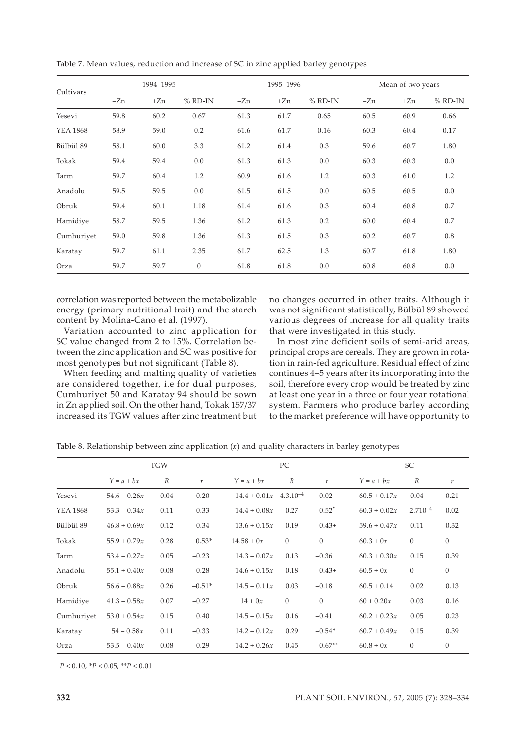Table 7. Mean values, reduction and increase of SC in zinc applied barley genotypes

| Cultivars | 1994–1995 | | | 1995–1996 | | | Mean of two years | | |
|---|---|---|---|---|---|---|---|---|---|
| | –Zn | +Zn | % RD-IN | –Zn | +Zn | % RD-IN | –Zn | +Zn | % RD-IN |
| Yesevi | 59.8 | 60.2 | 0.67 | 61.3 | 61.7 | 0.65 | 60.5 | 60.9 | 0.66 |
| YEA 1868 | 58.9 | 59.0 | 0.2 | 61.6 | 61.7 | 0.16 | 60.3 | 60.4 | 0.17 |
| Bülbül 89 | 58.1 | 60.0 | 3.3 | 61.2 | 61.4 | 0.3 | 59.6 | 60.7 | 1.80 |
| Tokak | 59.4 | 59.4 | 0.0 | 61.3 | 61.3 | 0.0 | 60.3 | 60.3 | 0.0 |
| Tarm | 59.7 | 60.4 | 1.2 | 60.9 | 61.6 | 1.2 | 60.3 | 61.0 | 1.2 |
| Anadolu | 59.5 | 59.5 | 0.0 | 61.5 | 61.5 | 0.0 | 60.5 | 60.5 | 0.0 |
| Obruk | 59.4 | 60.1 | 1.18 | 61.4 | 61.6 | 0.3 | 60.4 | 60.8 | 0.7 |
| Hamidiye | 58.7 | 59.5 | 1.36 | 61.2 | 61.3 | 0.2 | 60.0 | 60.4 | 0.7 |
| Cumhuriyet | 59.0 | 59.8 | 1.36 | 61.3 | 61.5 | 0.3 | 60.2 | 60.7 | 0.8 |
| Karatay | 59.7 | 61.1 | 2.35 | 61.7 | 62.5 | 1.3 | 60.7 | 61.8 | 1.80 |
| Orza | 59.7 | 59.7 | 0 | 61.8 | 61.8 | 0.0 | 60.8 | 60.8 | 0.0 |

correlation was reported between the metabolizable energy (primary nutritional trait) and the starch content by Molina-Cano et al. (1997).

Variation accounted to zinc application for SC value changed from 2 to 15%. Correlation between the zinc application and SC was positive for most genotypes but not significant (Table 8).

When feeding and malting quality of varieties are considered together, i.e for dual purposes, Cumhuriyet 50 and Karatay 94 should be sown in Zn applied soil. On the other hand, Tokak 157/37 increased its TGW values after zinc treatment but no changes occurred in other traits. Although it was not significant statistically, Bülbül 89 showed various degrees of increase for all quality traits that were investigated in this study.

In most zinc deficient soils of semi-arid areas, principal crops are cereals. They are grown in rotation in rain-fed agriculture. Residual effect of zinc continues 4–5 years after its incorporating into the soil, therefore every crop would be treated by zinc at least one year in a three or four year rotational system. Farmers who produce barley according to the market preference will have opportunity to

Table 8. Relationship between zinc application ($x$) and quality characters in barley genotypes

| | TGW | | | PC | | | SC | | |
|---|---|---|---|---|---|---|---|---|---|
| | $Y = a + bx$ | $R$ | $r$ | $Y = a + bx$ | $R$ | $r$ | $Y = a + bx$ | $R$ | $r$ |
| Yesevi | $54.6 - 0.26x$ | 0.04 | –0.20 | $14.4 + 0.01x$ | $4.3.10^{-4}$ | 0.02 | $60.5 + 0.17x$ | 0.04 | 0.21 |
| YEA 1868 | $53.3 - 0.34x$ | 0.11 | –0.33 | $14.4 + 0.08x$ | 0.27 | 0.52* | $60.3 + 0.02x$ | $2.710^{-4}$ | 0.02 |
| Bülbül 89 | $46.8 + 0.69x$ | 0.12 | 0.34 | $13.6 + 0.15x$ | 0.19 | 0.43+ | $59.6 + 0.47x$ | 0.11 | 0.32 |
| Tokak | $55.9 + 0.79x$ | 0.28 | 0.53* | $14.58 + 0x$ | 0 | 0 | $60.3 + 0x$ | 0 | 0 |
| Tarm | $53.4 - 0.27x$ | 0.05 | –0.23 | $14.3 - 0.07x$ | 0.13 | –0.36 | $60.3 + 0.30x$ | 0.15 | 0.39 |
| Anadolu | $55.1 + 0.40x$ | 0.08 | 0.28 | $14.6 + 0.15x$ | 0.18 | 0.43+ | $60.5 + 0x$ | 0 | 0 |
| Obruk | $56.6 - 0.88x$ | 0.26 | –0.51* | $14.5 - 0.11x$ | 0.03 | –0.18 | $60.5 + 0.14$ | 0.02 | 0.13 |
| Hamidiye | $41.3 - 0.58x$ | 0.07 | –0.27 | $14 + 0x$ | 0 | 0 | $60 + 0.20x$ | 0.03 | 0.16 |
| Cumhuriyet | $53.0 + 0.54x$ | 0.15 | 0.40 | $14.5 - 0.15x$ | 0.16 | –0.41 | $60.2 + 0.23x$ | 0.05 | 0.23 |
| Karatay | $54 - 0.58x$ | 0.11 | –0.33 | $14.2 - 0.12x$ | 0.29 | –0.54* | $60.7 + 0.49x$ | 0.15 | 0.39 |
| Orza | $53.5 - 0.40x$ | 0.08 | –0.29 | $14.2 + 0.26x$ | 0.45 | 0.67** | $60.8 + 0x$ | 0 | 0 |

+$P < 0.10$, \*$P < 0.05$, \*\*$P < 0.01$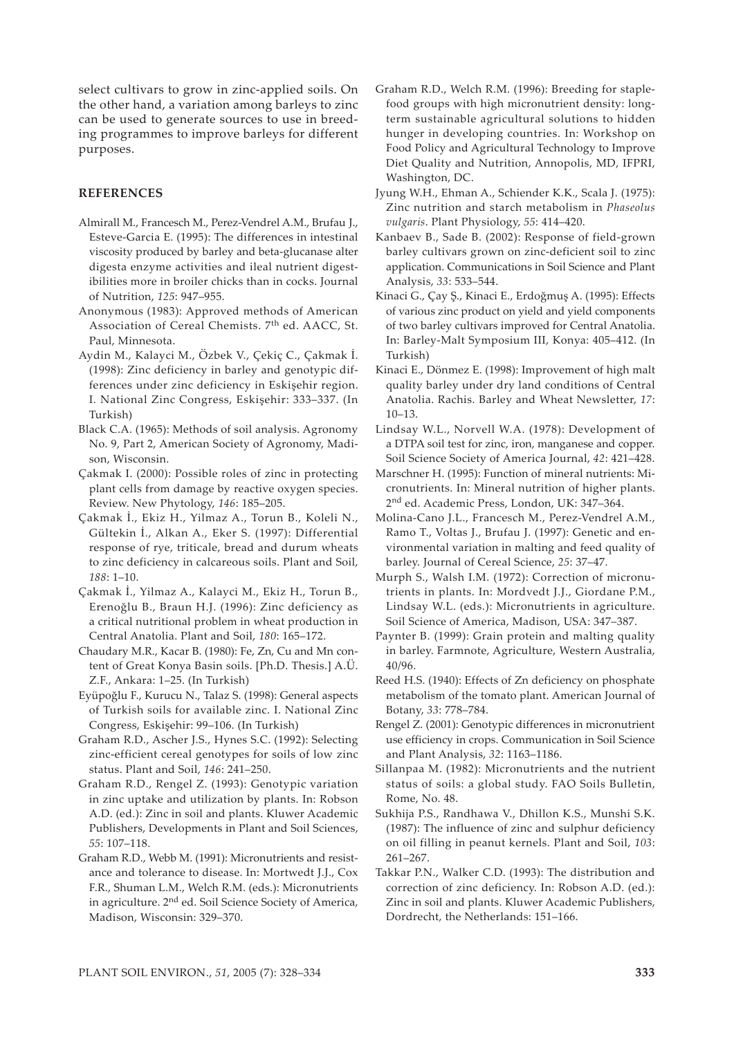select cultivars to grow in zinc-applied soils. On the other hand, a variation among barleys to zinc can be used to generate sources to use in breeding programmes to improve barleys for different purposes.

## REFERENCES

Almirall M., Francesch M., Perez-Vendrel A.M., Brufau J., Esteve-Garcia E. (1995): The differences in intestinal viscosity produced by barley and beta-glucanase alter digesta enzyme activities and ileal nutrient digestibilities more in broiler chicks than in cocks. Journal of Nutrition, *125*: 947–955.

Anonymous (1983): Approved methods of American Association of Cereal Chemists. 7th ed. AACC, St. Paul, Minnesota.

Aydin M., Kalayci M., Özbek V., Çekiç C., Çakmak İ. (1998): Zinc deficiency in barley and genotypic differences under zinc deficiency in Eskişehir region. I. National Zinc Congress, Eskişehir: 333–337. (In Turkish)

Black C.A. (1965): Methods of soil analysis. Agronomy No. 9, Part 2, American Society of Agronomy, Madison, Wisconsin.

Çakmak I. (2000): Possible roles of zinc in protecting plant cells from damage by reactive oxygen species. Review. New Phytology, *146*: 185–205.

Çakmak İ., Ekiz H., Yilmaz A., Torun B., Koleli N., Gültekin İ., Alkan A., Eker S. (1997): Differential response of rye, triticale, bread and durum wheats to zinc deficiency in calcareous soils. Plant and Soil, *188*: 1–10.

Çakmak İ., Yilmaz A., Kalayci M., Ekiz H., Torun B., Erenoğlu B., Braun H.J. (1996): Zinc deficiency as a critical nutritional problem in wheat production in Central Anatolia. Plant and Soil, *180*: 165–172.

Chaudary M.R., Kacar B. (1980): Fe, Zn, Cu and Mn content of Great Konya Basin soils. [Ph.D. Thesis.] A.Ü. Z.F., Ankara: 1–25. (In Turkish)

Eyüpoğlu F., Kurucu N., Talaz S. (1998): General aspects of Turkish soils for available zinc. I. National Zinc Congress, Eskişehir: 99–106. (In Turkish)

Graham R.D., Ascher J.S., Hynes S.C. (1992): Selecting zinc-efficient cereal genotypes for soils of low zinc status. Plant and Soil, *146*: 241–250.

Graham R.D., Rengel Z. (1993): Genotypic variation in zinc uptake and utilization by plants. In: Robson A.D. (ed.): Zinc in soil and plants. Kluwer Academic Publishers, Developments in Plant and Soil Sciences, *55*: 107–118.

Graham R.D., Webb M. (1991): Micronutrients and resistance and tolerance to disease. In: Mortwedt J.J., Cox F.R., Shuman L.M., Welch R.M. (eds.): Micronutrients in agriculture. 2nd ed. Soil Science Society of America, Madison, Wisconsin: 329–370.

Graham R.D., Welch R.M. (1996): Breeding for staple-food groups with high micronutrient density: long-term sustainable agricultural solutions to hidden hunger in developing countries. In: Workshop on Food Policy and Agricultural Technology to Improve Diet Quality and Nutrition, Annopolis, MD, IFPRI, Washington, DC.

Jyung W.H., Ehman A., Schiender K.K., Scala J. (1975): Zinc nutrition and starch metabolism in *Phaseolus vulgaris*. Plant Physiology, *55*: 414–420.

Kanbaev B., Sade B. (2002): Response of field-grown barley cultivars grown on zinc-deficient soil to zinc application. Communications in Soil Science and Plant Analysis, *33*: 533–544.

Kinaci G., Çay Ş., Kinaci E., Erdoğmuş A. (1995): Effects of various zinc product on yield and yield components of two barley cultivars improved for Central Anatolia. In: Barley-Malt Symposium III, Konya: 405–412. (In Turkish)

Kinaci E., Dönmez E. (1998): Improvement of high malt quality barley under dry land conditions of Central Anatolia. Rachis. Barley and Wheat Newsletter, *17*: 10–13.

Lindsay W.L., Norvell W.A. (1978): Development of a DTPA soil test for zinc, iron, manganese and copper. Soil Science Society of America Journal, *42*: 421–428.

Marschner H. (1995): Function of mineral nutrients: Micronutrients. In: Mineral nutrition of higher plants. 2nd ed. Academic Press, London, UK: 347–364.

Molina-Cano J.L., Francesch M., Perez-Vendrel A.M., Ramo T., Voltas J., Brufau J. (1997): Genetic and environmental variation in malting and feed quality of barley. Journal of Cereal Science, *25*: 37–47.

Murph S., Walsh I.M. (1972): Correction of micronutrients in plants. In: Mordvedt J.J., Giordane P.M., Lindsay W.L. (eds.): Micronutrients in agriculture. Soil Science of America, Madison, USA: 347–387.

Paynter B. (1999): Grain protein and malting quality in barley. Farmnote, Agriculture, Western Australia, 40/96.

Reed H.S. (1940): Effects of Zn deficiency on phosphate metabolism of the tomato plant. American Journal of Botany, *33*: 778–784.

Rengel Z. (2001): Genotypic differences in micronutrient use efficiency in crops. Communication in Soil Science and Plant Analysis, *32*: 1163–1186.

Sillanpaa M. (1982): Micronutrients and the nutrient status of soils: a global study. FAO Soils Bulletin, Rome, No. 48.

Sukhija P.S., Randhawa V., Dhillon K.S., Munshi S.K. (1987): The influence of zinc and sulphur deficiency on oil filling in peanut kernels. Plant and Soil, *103*: 261–267.

Takkar P.N., Walker C.D. (1993): The distribution and correction of zinc deficiency. In: Robson A.D. (ed.): Zinc in soil and plants. Kluwer Academic Publishers, Dordrecht, the Netherlands: 151–166.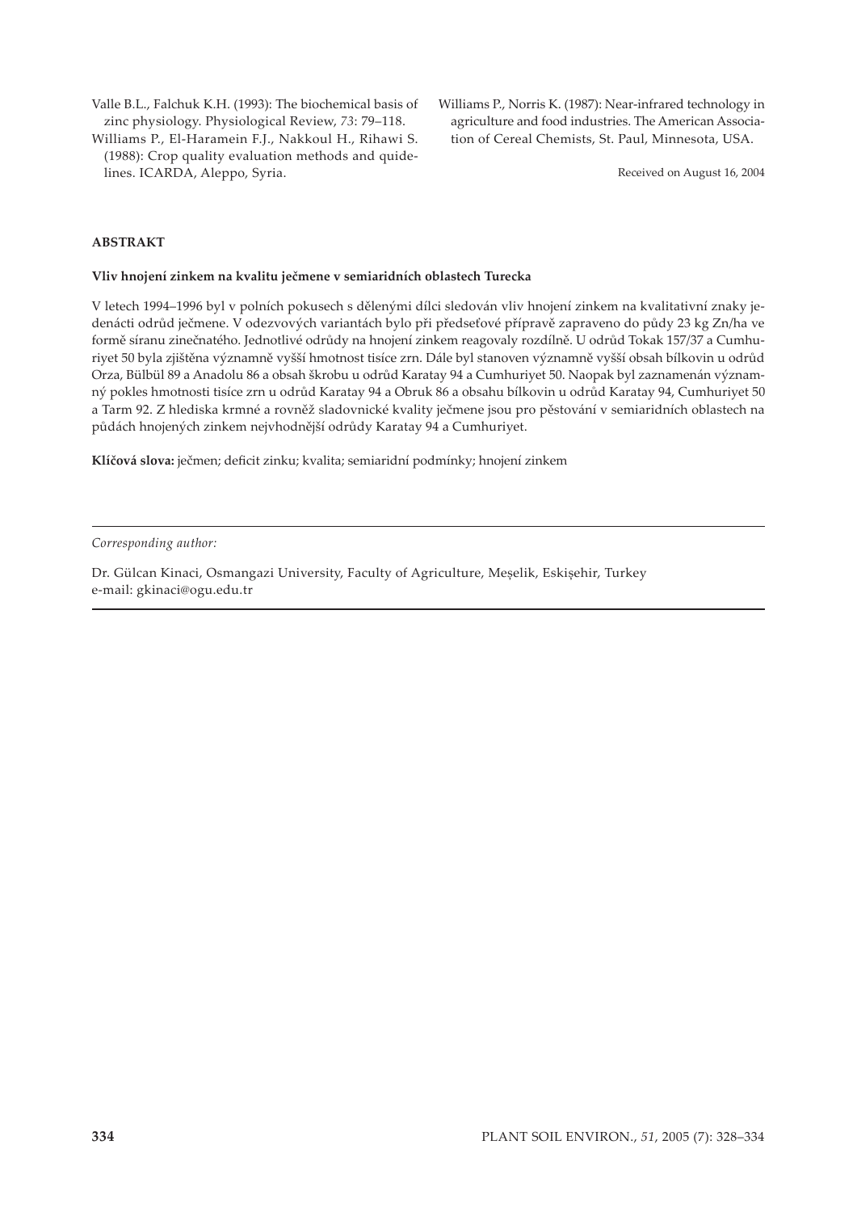Valle B.L., Falchuk K.H. (1993): The biochemical basis of zinc physiology. Physiological Review, *73*: 79–118.

Williams P., El-Haramein F.J., Nakkoul H., Rihawi S. (1988): Crop quality evaluation methods and quidelines. ICARDA, Aleppo, Syria.

Williams P., Norris K. (1987): Near-infrared technology in agriculture and food industries. The American Association of Cereal Chemists, St. Paul, Minnesota, USA.

Received on August 16, 2004

**ABSTRAKT**

**Vliv hnojení zinkem na kvalitu ječmene v semiaridních oblastech Turecka**

V letech 1994–1996 byl v polních pokusech s dělenými dílci sledován vliv hnojení zinkem na kvalitativní znaky jedenácti odrůd ječmene. V odezvových variantách bylo při předseťové přípravě zapraveno do půdy 23 kg Zn/ha ve formě síranu zinečnatého. Jednotlivé odrůdy na hnojení zinkem reagovaly rozdílně. U odrůd Tokak 157/37 a Cumhuriyet 50 byla zjištěna významně vyšší hmotnost tisíce zrn. Dále byl stanoven významně vyšší obsah bílkovin u odrůd Orza, Bülbül 89 a Anadolu 86 a obsah škrobu u odrůd Karatay 94 a Cumhuriyet 50. Naopak byl zaznamenán významný pokles hmotnosti tisíce zrn u odrůd Karatay 94 a Obruk 86 a obsahu bílkovin u odrůd Karatay 94, Cumhuriyet 50 a Tarm 92. Z hlediska krmné a rovněž sladovnické kvality ječmene jsou pro pěstování v semiaridních oblastech na půdách hnojených zinkem nejvhodnější odrůdy Karatay 94 a Cumhuriyet.

**Klíčová slova:** ječmen; deficit zinku; kvalita; semiaridní podmínky; hnojení zinkem

---

*Corresponding author:*

Dr. Gülcan Kinaci, Osmangazi University, Faculty of Agriculture, Meşelik, Eskişehir, Turkey
e-mail: gkinaci@ogu.edu.tr